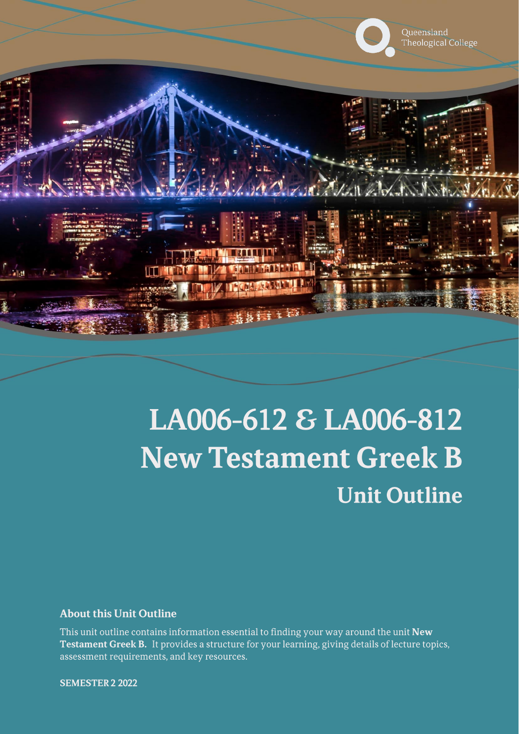Queensland Theological College

# LA006-612 & LA006-812
# New Testament Greek B
## Unit Outline

### About this Unit Outline

This unit outline contains information essential to finding your way around the unit **New Testament Greek B.** It provides a structure for your learning, giving details of lecture topics, assessment requirements, and key resources.

**SEMESTER 2 2022**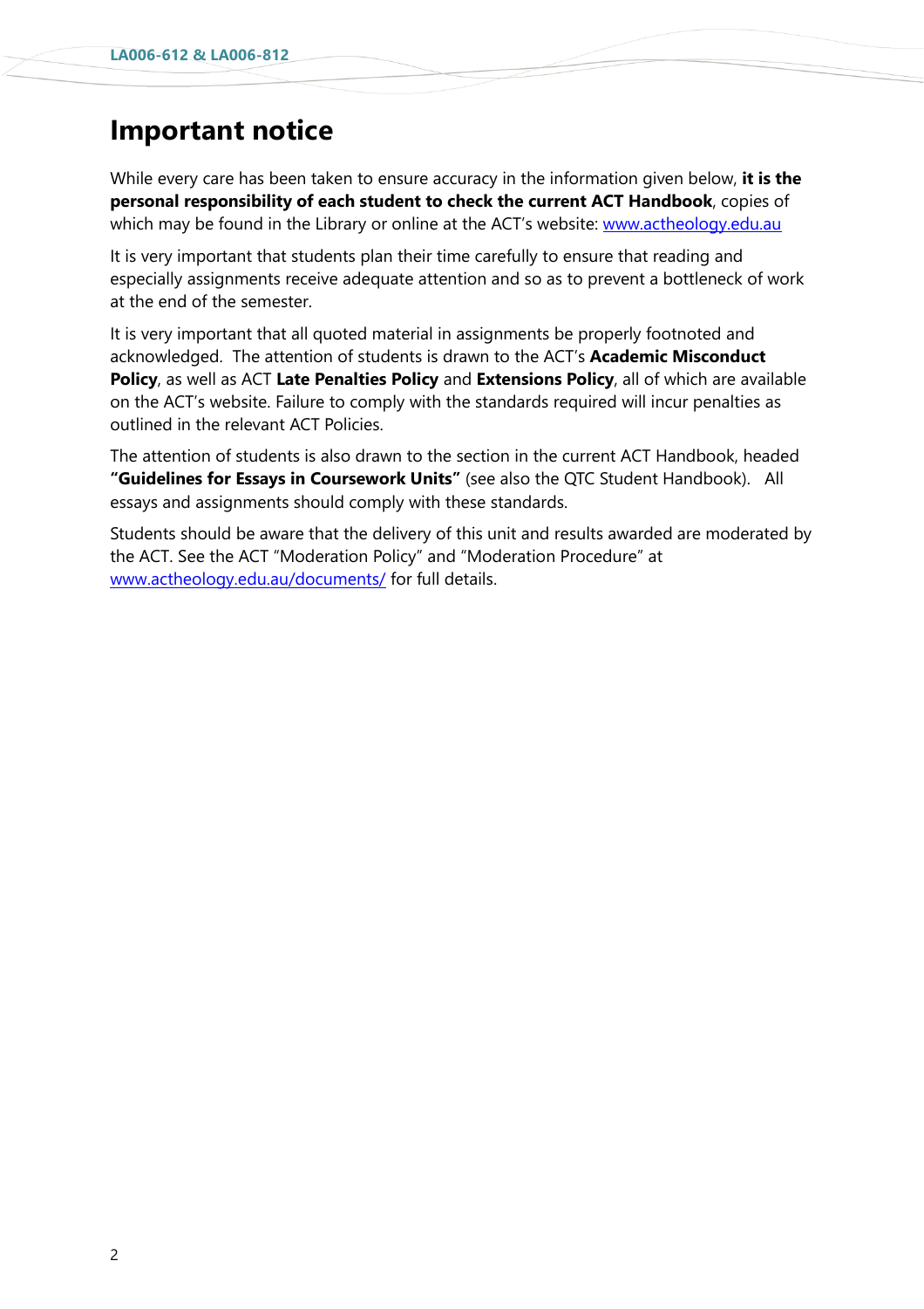# Important notice

While every care has been taken to ensure accuracy in the information given below, **it is the personal responsibility of each student to check the current ACT Handbook**, copies of which may be found in the Library or online at the ACT's website: www.actheology.edu.au

It is very important that students plan their time carefully to ensure that reading and especially assignments receive adequate attention and so as to prevent a bottleneck of work at the end of the semester.

It is very important that all quoted material in assignments be properly footnoted and acknowledged. The attention of students is drawn to the ACT's **Academic Misconduct Policy**, as well as ACT **Late Penalties Policy** and **Extensions Policy**, all of which are available on the ACT's website. Failure to comply with the standards required will incur penalties as outlined in the relevant ACT Policies.

The attention of students is also drawn to the section in the current ACT Handbook, headed **"Guidelines for Essays in Coursework Units"** (see also the QTC Student Handbook). All essays and assignments should comply with these standards.

Students should be aware that the delivery of this unit and results awarded are moderated by the ACT. See the ACT "Moderation Policy" and "Moderation Procedure" at www.actheology.edu.au/documents/ for full details.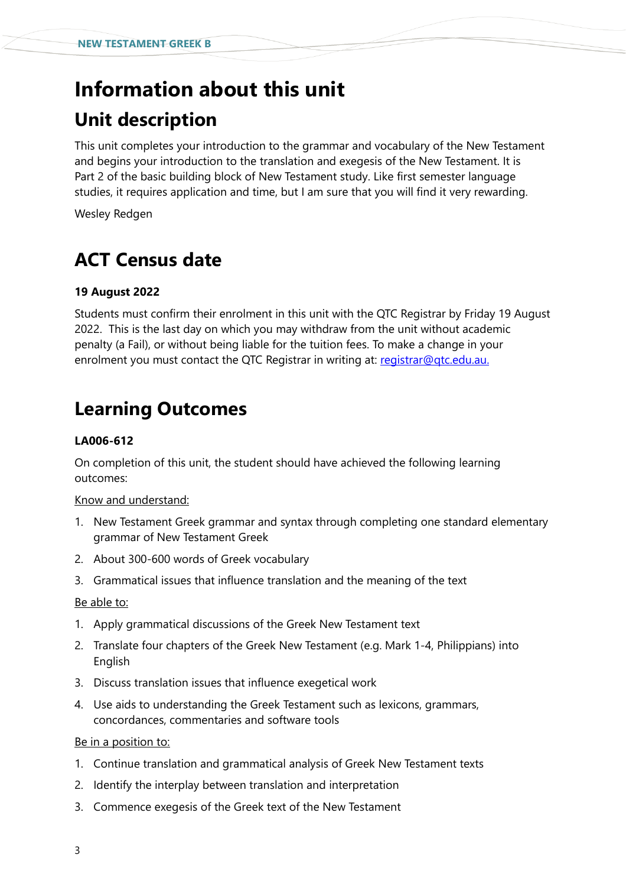# Information about this unit

## Unit description

This unit completes your introduction to the grammar and vocabulary of the New Testament and begins your introduction to the translation and exegesis of the New Testament. It is Part 2 of the basic building block of New Testament study. Like first semester language studies, it requires application and time, but I am sure that you will find it very rewarding.

Wesley Redgen

## ACT Census date

**19 August 2022**

Students must confirm their enrolment in this unit with the QTC Registrar by Friday 19 August 2022. This is the last day on which you may withdraw from the unit without academic penalty (a Fail), or without being liable for the tuition fees. To make a change in your enrolment you must contact the QTC Registrar in writing at: registrar@qtc.edu.au.

## Learning Outcomes

**LA006-612**

On completion of this unit, the student should have achieved the following learning outcomes:

Know and understand:

1. New Testament Greek grammar and syntax through completing one standard elementary grammar of New Testament Greek
2. About 300-600 words of Greek vocabulary
3. Grammatical issues that influence translation and the meaning of the text

Be able to:

1. Apply grammatical discussions of the Greek New Testament text
2. Translate four chapters of the Greek New Testament (e.g. Mark 1-4, Philippians) into English
3. Discuss translation issues that influence exegetical work
4. Use aids to understanding the Greek Testament such as lexicons, grammars, concordances, commentaries and software tools

Be in a position to:

1. Continue translation and grammatical analysis of Greek New Testament texts
2. Identify the interplay between translation and interpretation
3. Commence exegesis of the Greek text of the New Testament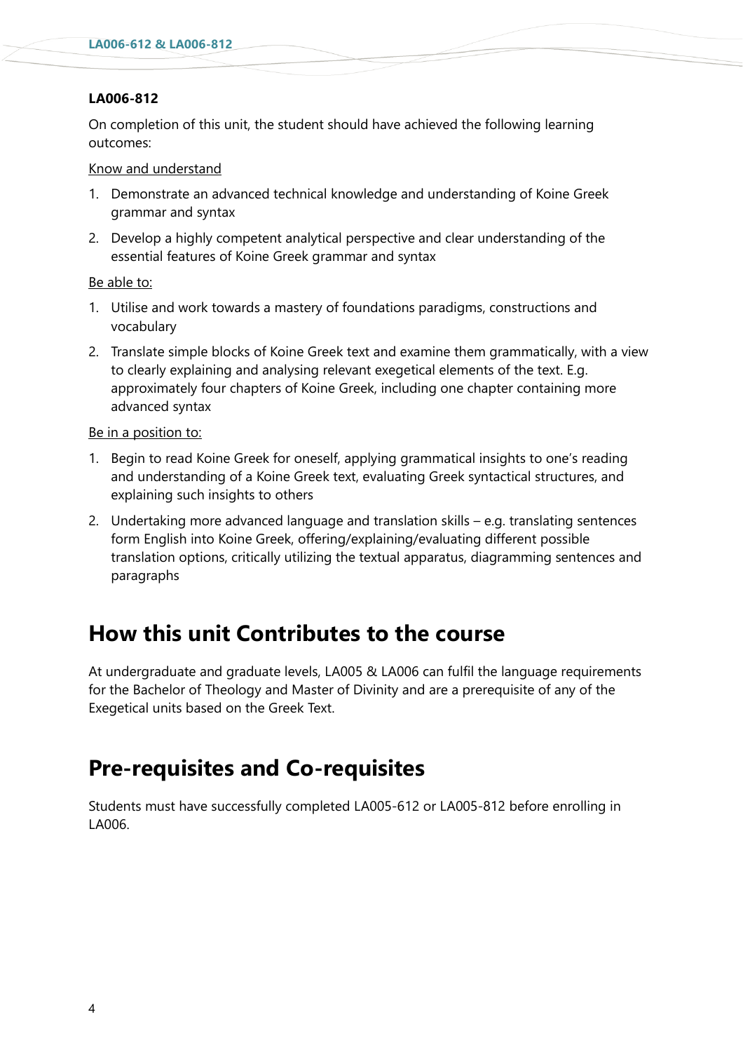**LA006-812**

On completion of this unit, the student should have achieved the following learning outcomes:

<u>Know and understand</u>

1. Demonstrate an advanced technical knowledge and understanding of Koine Greek grammar and syntax
2. Develop a highly competent analytical perspective and clear understanding of the essential features of Koine Greek grammar and syntax

<u>Be able to:</u>

1. Utilise and work towards a mastery of foundations paradigms, constructions and vocabulary
2. Translate simple blocks of Koine Greek text and examine them grammatically, with a view to clearly explaining and analysing relevant exegetical elements of the text. E.g. approximately four chapters of Koine Greek, including one chapter containing more advanced syntax

<u>Be in a position to:</u>

1. Begin to read Koine Greek for oneself, applying grammatical insights to one's reading and understanding of a Koine Greek text, evaluating Greek syntactical structures, and explaining such insights to others
2. Undertaking more advanced language and translation skills – e.g. translating sentences form English into Koine Greek, offering/explaining/evaluating different possible translation options, critically utilizing the textual apparatus, diagramming sentences and paragraphs

# How this unit Contributes to the course

At undergraduate and graduate levels, LA005 & LA006 can fulfil the language requirements for the Bachelor of Theology and Master of Divinity and are a prerequisite of any of the Exegetical units based on the Greek Text.

# Pre-requisites and Co-requisites

Students must have successfully completed LA005-612 or LA005-812 before enrolling in LA006.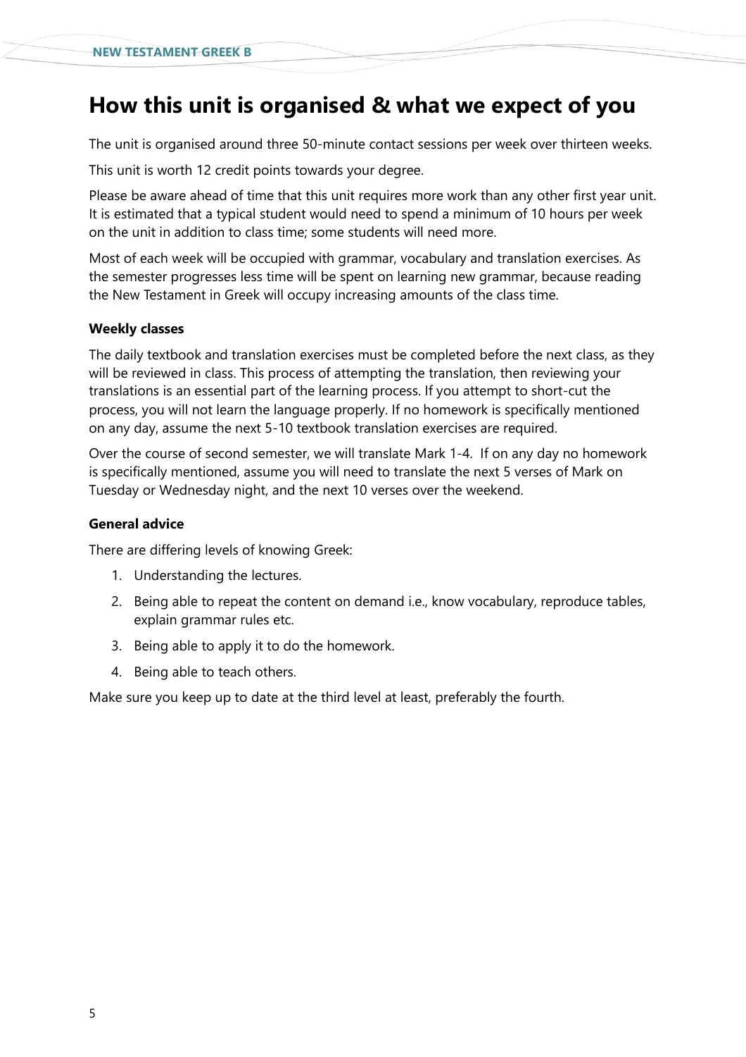# How this unit is organised & what we expect of you

The unit is organised around three 50-minute contact sessions per week over thirteen weeks.

This unit is worth 12 credit points towards your degree.

Please be aware ahead of time that this unit requires more work than any other first year unit. It is estimated that a typical student would need to spend a minimum of 10 hours per week on the unit in addition to class time; some students will need more.

Most of each week will be occupied with grammar, vocabulary and translation exercises. As the semester progresses less time will be spent on learning new grammar, because reading the New Testament in Greek will occupy increasing amounts of the class time.

**Weekly classes**

The daily textbook and translation exercises must be completed before the next class, as they will be reviewed in class. This process of attempting the translation, then reviewing your translations is an essential part of the learning process. If you attempt to short-cut the process, you will not learn the language properly. If no homework is specifically mentioned on any day, assume the next 5-10 textbook translation exercises are required.

Over the course of second semester, we will translate Mark 1-4. If on any day no homework is specifically mentioned, assume you will need to translate the next 5 verses of Mark on Tuesday or Wednesday night, and the next 10 verses over the weekend.

**General advice**

There are differing levels of knowing Greek:

1. Understanding the lectures.
2. Being able to repeat the content on demand i.e., know vocabulary, reproduce tables, explain grammar rules etc.
3. Being able to apply it to do the homework.
4. Being able to teach others.

Make sure you keep up to date at the third level at least, preferably the fourth.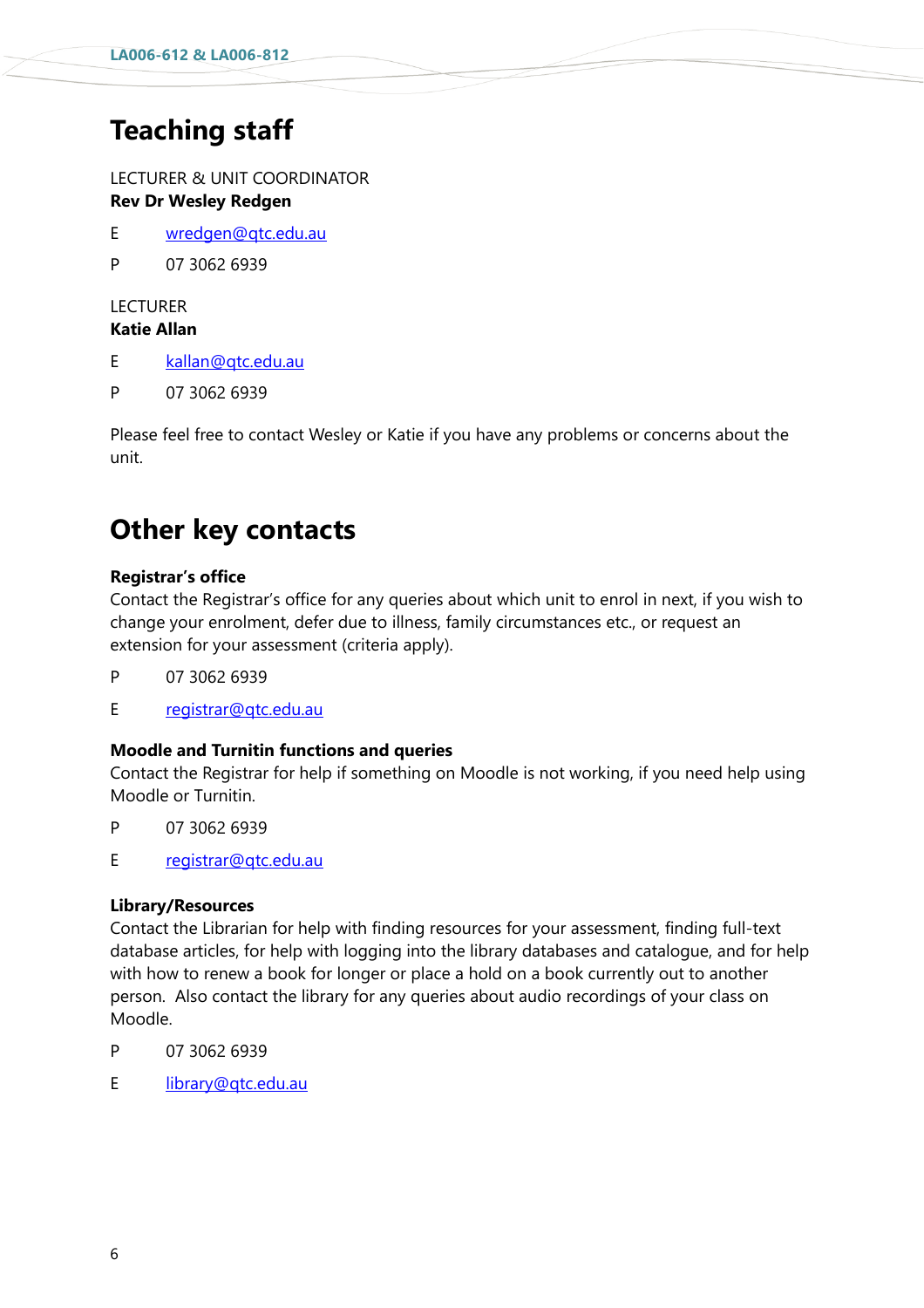# Teaching staff

LECTURER & UNIT COORDINATOR
**Rev Dr Wesley Redgen**

E wredgen@qtc.edu.au

P 07 3062 6939

LECTURER
**Katie Allan**

E kallan@qtc.edu.au

P 07 3062 6939

Please feel free to contact Wesley or Katie if you have any problems or concerns about the unit.

# Other key contacts

**Registrar's office**
Contact the Registrar's office for any queries about which unit to enrol in next, if you wish to change your enrolment, defer due to illness, family circumstances etc., or request an extension for your assessment (criteria apply).

P 07 3062 6939

E registrar@qtc.edu.au

**Moodle and Turnitin functions and queries**
Contact the Registrar for help if something on Moodle is not working, if you need help using Moodle or Turnitin.

P 07 3062 6939

E registrar@qtc.edu.au

**Library/Resources**
Contact the Librarian for help with finding resources for your assessment, finding full-text database articles, for help with logging into the library databases and catalogue, and for help with how to renew a book for longer or place a hold on a book currently out to another person. Also contact the library for any queries about audio recordings of your class on Moodle.

P 07 3062 6939

E library@qtc.edu.au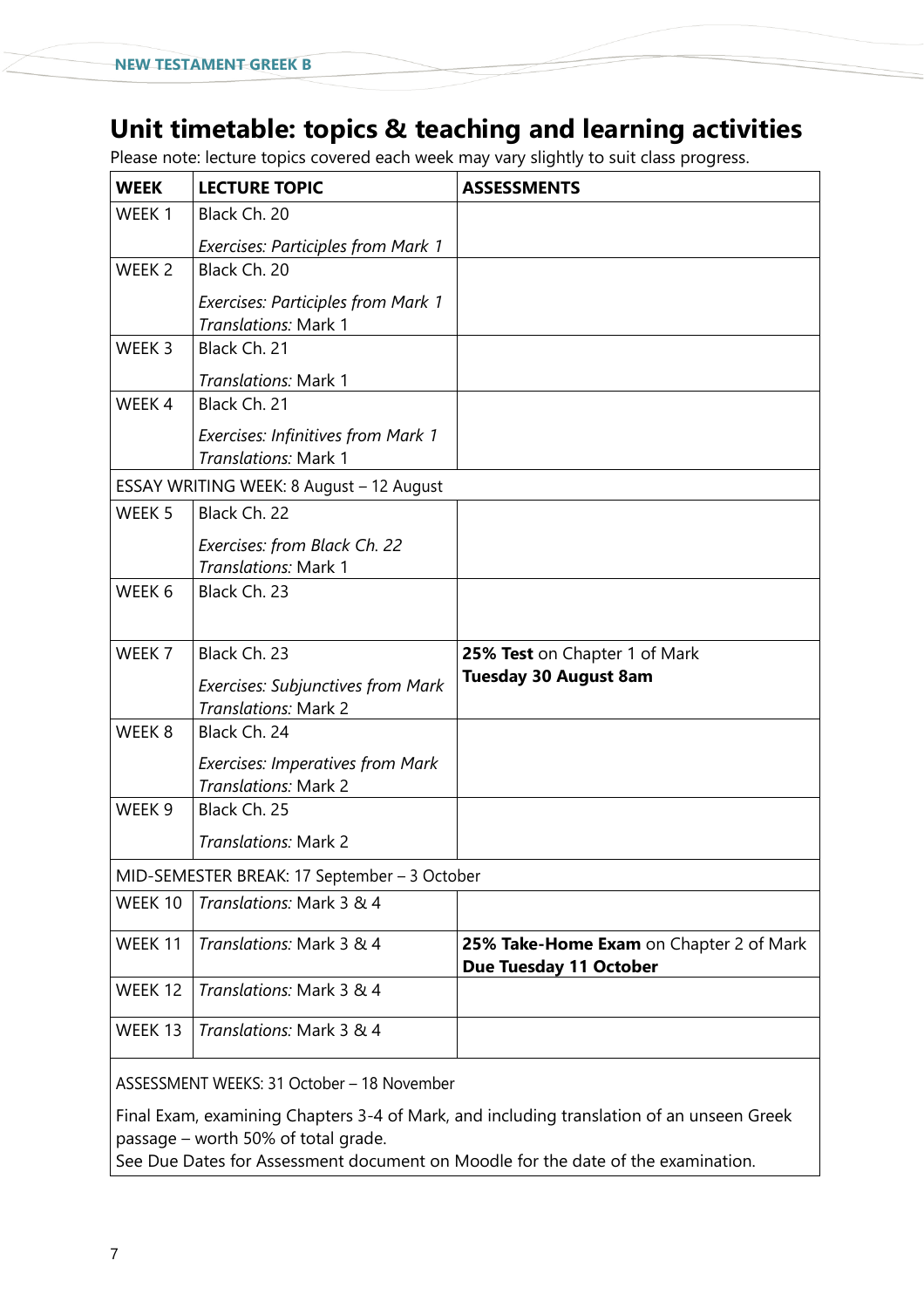# Unit timetable: topics & teaching and learning activities

Please note: lecture topics covered each week may vary slightly to suit class progress.

| WEEK | LECTURE TOPIC | ASSESSMENTS |
|---|---|---|
| WEEK 1 | Black Ch. 20<br><br>*Exercises: Participles from Mark 1* | |
| WEEK 2 | Black Ch. 20<br><br>*Exercises: Participles from Mark 1*<br>*Translations:* Mark 1 | |
| WEEK 3 | Black Ch. 21<br><br>*Translations:* Mark 1 | |
| WEEK 4 | Black Ch. 21<br><br>*Exercises: Infinitives from Mark 1*<br>*Translations:* Mark 1 | |
| ESSAY WRITING WEEK: 8 August – 12 August | | |
| WEEK 5 | Black Ch. 22<br><br>*Exercises: from Black Ch. 22*<br>*Translations:* Mark 1 | |
| WEEK 6 | Black Ch. 23 | |
| WEEK 7 | Black Ch. 23<br><br>*Exercises: Subjunctives from Mark*<br>*Translations:* Mark 2 | **25% Test** on Chapter 1 of Mark<br>**Tuesday 30 August 8am** |
| WEEK 8 | Black Ch. 24<br><br>*Exercises: Imperatives from Mark*<br>*Translations:* Mark 2 | |
| WEEK 9 | Black Ch. 25<br><br>*Translations:* Mark 2 | |
| MID-SEMESTER BREAK: 17 September – 3 October | | |
| WEEK 10 | *Translations:* Mark 3 & 4 | |
| WEEK 11 | *Translations:* Mark 3 & 4 | **25% Take-Home Exam** on Chapter 2 of Mark<br>**Due Tuesday 11 October** |
| WEEK 12 | *Translations:* Mark 3 & 4 | |
| WEEK 13 | *Translations:* Mark 3 & 4 | |
| ASSESSMENT WEEKS: 31 October – 18 November<br><br>Final Exam, examining Chapters 3-4 of Mark, and including translation of an unseen Greek passage – worth 50% of total grade.<br>See Due Dates for Assessment document on Moodle for the date of the examination. | | |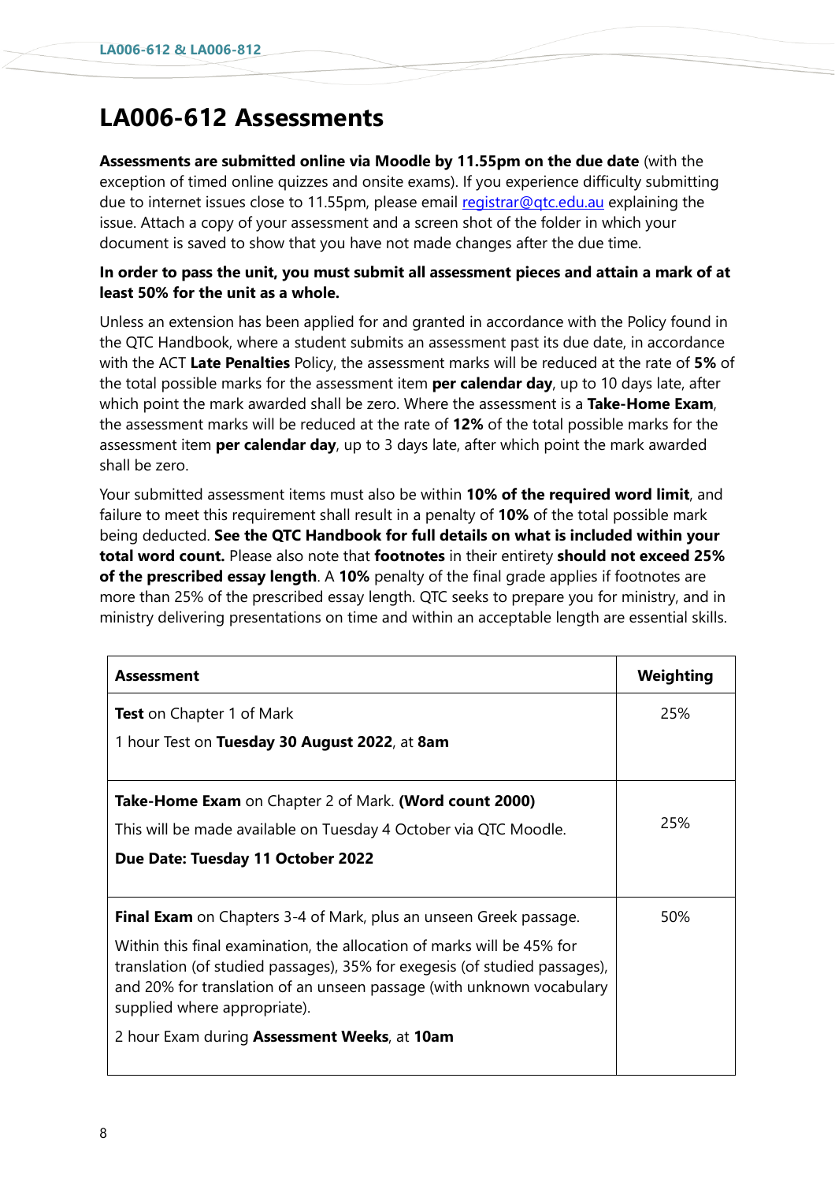# LA006-612 Assessments

**Assessments are submitted online via Moodle by 11.55pm on the due date** (with the exception of timed online quizzes and onsite exams). If you experience difficulty submitting due to internet issues close to 11.55pm, please email registrar@qtc.edu.au explaining the issue. Attach a copy of your assessment and a screen shot of the folder in which your document is saved to show that you have not made changes after the due time.

**In order to pass the unit, you must submit all assessment pieces and attain a mark of at least 50% for the unit as a whole.**

Unless an extension has been applied for and granted in accordance with the Policy found in the QTC Handbook, where a student submits an assessment past its due date, in accordance with the ACT **Late Penalties** Policy, the assessment marks will be reduced at the rate of **5%** of the total possible marks for the assessment item **per calendar day**, up to 10 days late, after which point the mark awarded shall be zero. Where the assessment is a **Take-Home Exam**, the assessment marks will be reduced at the rate of **12%** of the total possible marks for the assessment item **per calendar day**, up to 3 days late, after which point the mark awarded shall be zero.

Your submitted assessment items must also be within **10% of the required word limit**, and failure to meet this requirement shall result in a penalty of **10%** of the total possible mark being deducted. **See the QTC Handbook for full details on what is included within your total word count.** Please also note that **footnotes** in their entirety **should not exceed 25% of the prescribed essay length**. A **10%** penalty of the final grade applies if footnotes are more than 25% of the prescribed essay length. QTC seeks to prepare you for ministry, and in ministry delivering presentations on time and within an acceptable length are essential skills.

| Assessment | Weighting |
| --- | --- |
| **Test** on Chapter 1 of Mark<br><br>1 hour Test on **Tuesday 30 August 2022**, at **8am** | 25% |
| **Take-Home Exam** on Chapter 2 of Mark. **(Word count 2000)**<br><br>This will be made available on Tuesday 4 October via QTC Moodle.<br><br>**Due Date: Tuesday 11 October 2022** | 25% |
| **Final Exam** on Chapters 3-4 of Mark, plus an unseen Greek passage.<br><br>Within this final examination, the allocation of marks will be 45% for translation (of studied passages), 35% for exegesis (of studied passages), and 20% for translation of an unseen passage (with unknown vocabulary supplied where appropriate).<br><br>2 hour Exam during **Assessment Weeks**, at **10am** | 50% |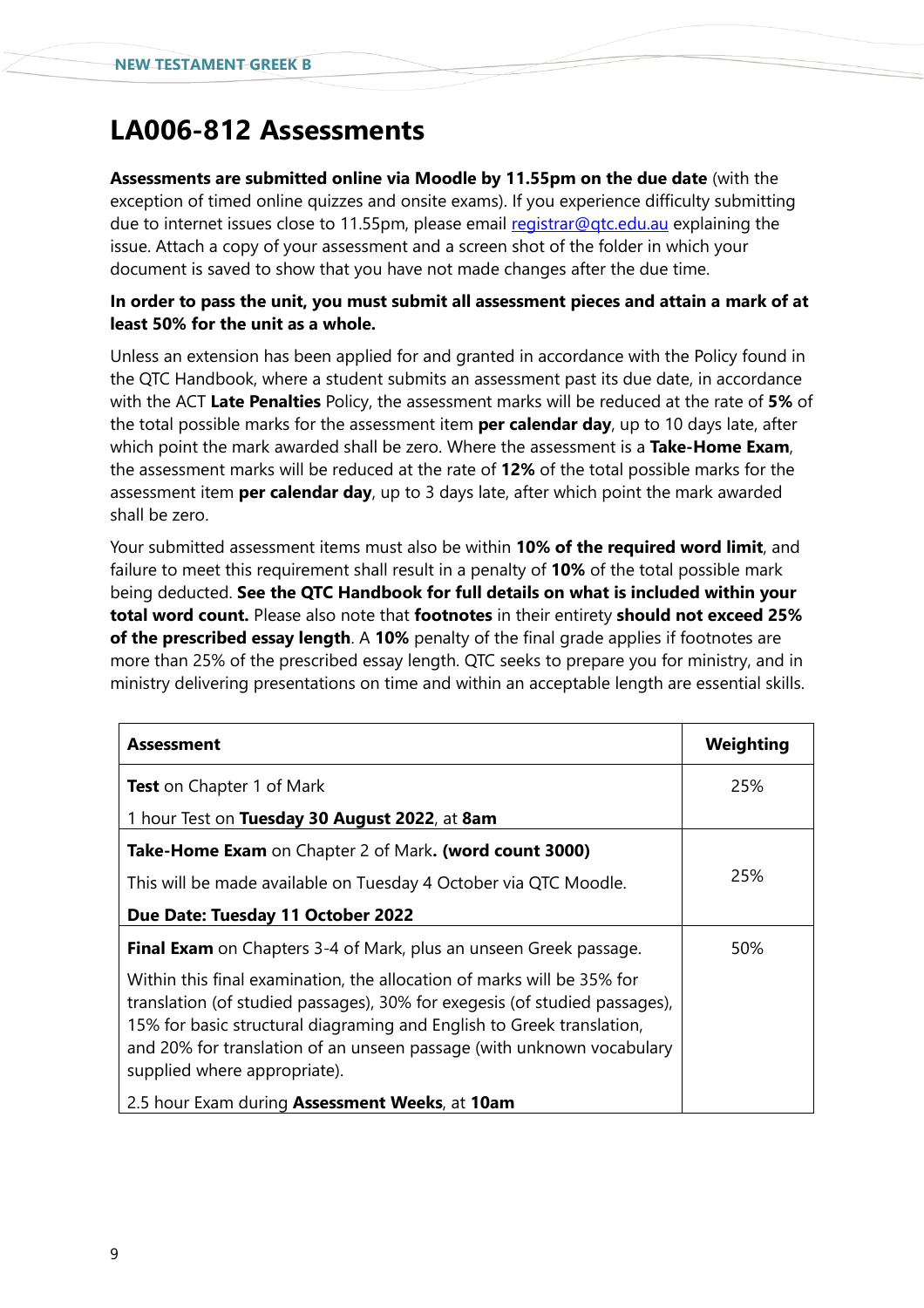# LA006-812 Assessments

**Assessments are submitted online via Moodle by 11.55pm on the due date** (with the exception of timed online quizzes and onsite exams). If you experience difficulty submitting due to internet issues close to 11.55pm, please email registrar@qtc.edu.au explaining the issue. Attach a copy of your assessment and a screen shot of the folder in which your document is saved to show that you have not made changes after the due time.

**In order to pass the unit, you must submit all assessment pieces and attain a mark of at least 50% for the unit as a whole.**

Unless an extension has been applied for and granted in accordance with the Policy found in the QTC Handbook, where a student submits an assessment past its due date, in accordance with the ACT **Late Penalties** Policy, the assessment marks will be reduced at the rate of **5%** of the total possible marks for the assessment item **per calendar day**, up to 10 days late, after which point the mark awarded shall be zero. Where the assessment is a **Take-Home Exam**, the assessment marks will be reduced at the rate of **12%** of the total possible marks for the assessment item **per calendar day**, up to 3 days late, after which point the mark awarded shall be zero.

Your submitted assessment items must also be within **10% of the required word limit**, and failure to meet this requirement shall result in a penalty of **10%** of the total possible mark being deducted. **See the QTC Handbook for full details on what is included within your total word count.** Please also note that **footnotes** in their entirety **should not exceed 25% of the prescribed essay length**. A **10%** penalty of the final grade applies if footnotes are more than 25% of the prescribed essay length. QTC seeks to prepare you for ministry, and in ministry delivering presentations on time and within an acceptable length are essential skills.

| Assessment | Weighting |
|---|---|
| **Test** on Chapter 1 of Mark<br><br>1 hour Test on **Tuesday 30 August 2022**, at **8am** | 25% |
| **Take-Home Exam** on Chapter 2 of Mark**. (word count 3000)**<br><br>This will be made available on Tuesday 4 October via QTC Moodle.<br><br>**Due Date: Tuesday 11 October 2022** | 25% |
| **Final Exam** on Chapters 3-4 of Mark, plus an unseen Greek passage.<br><br>Within this final examination, the allocation of marks will be 35% for translation (of studied passages), 30% for exegesis (of studied passages), 15% for basic structural diagraming and English to Greek translation, and 20% for translation of an unseen passage (with unknown vocabulary supplied where appropriate).<br><br>2.5 hour Exam during **Assessment Weeks**, at **10am** | 50% |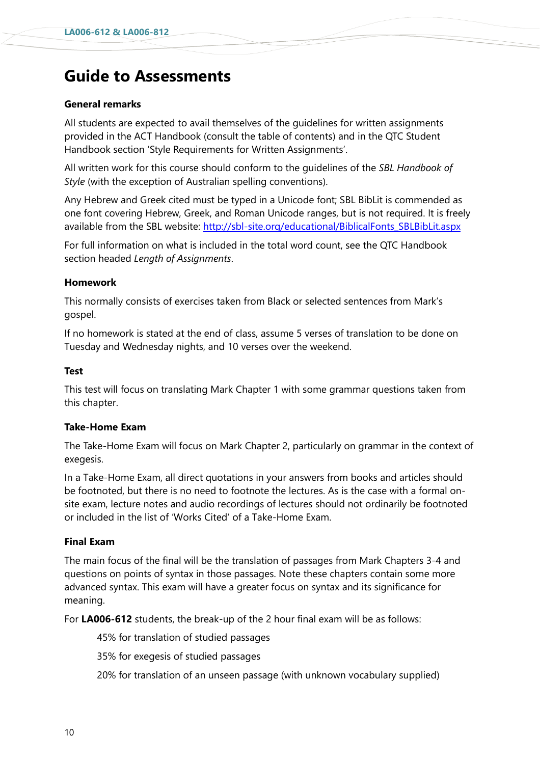# Guide to Assessments

**General remarks**

All students are expected to avail themselves of the guidelines for written assignments provided in the ACT Handbook (consult the table of contents) and in the QTC Student Handbook section 'Style Requirements for Written Assignments'.

All written work for this course should conform to the guidelines of the *SBL Handbook of Style* (with the exception of Australian spelling conventions).

Any Hebrew and Greek cited must be typed in a Unicode font; SBL BibLit is commended as one font covering Hebrew, Greek, and Roman Unicode ranges, but is not required. It is freely available from the SBL website: [http://sbl-site.org/educational/BiblicalFonts_SBLBibLit.aspx](http://sbl-site.org/educational/BiblicalFonts_SBLBibLit.aspx)

For full information on what is included in the total word count, see the QTC Handbook section headed *Length of Assignments*.

**Homework**

This normally consists of exercises taken from Black or selected sentences from Mark's gospel.

If no homework is stated at the end of class, assume 5 verses of translation to be done on Tuesday and Wednesday nights, and 10 verses over the weekend.

**Test**

This test will focus on translating Mark Chapter 1 with some grammar questions taken from this chapter.

**Take-Home Exam**

The Take-Home Exam will focus on Mark Chapter 2, particularly on grammar in the context of exegesis.

In a Take-Home Exam, all direct quotations in your answers from books and articles should be footnoted, but there is no need to footnote the lectures. As is the case with a formal on-site exam, lecture notes and audio recordings of lectures should not ordinarily be footnoted or included in the list of 'Works Cited' of a Take-Home Exam.

**Final Exam**

The main focus of the final will be the translation of passages from Mark Chapters 3-4 and questions on points of syntax in those passages. Note these chapters contain some more advanced syntax. This exam will have a greater focus on syntax and its significance for meaning.

For **LA006-612** students, the break-up of the 2 hour final exam will be as follows:

> 45% for translation of studied passages
>
> 35% for exegesis of studied passages
>
> 20% for translation of an unseen passage (with unknown vocabulary supplied)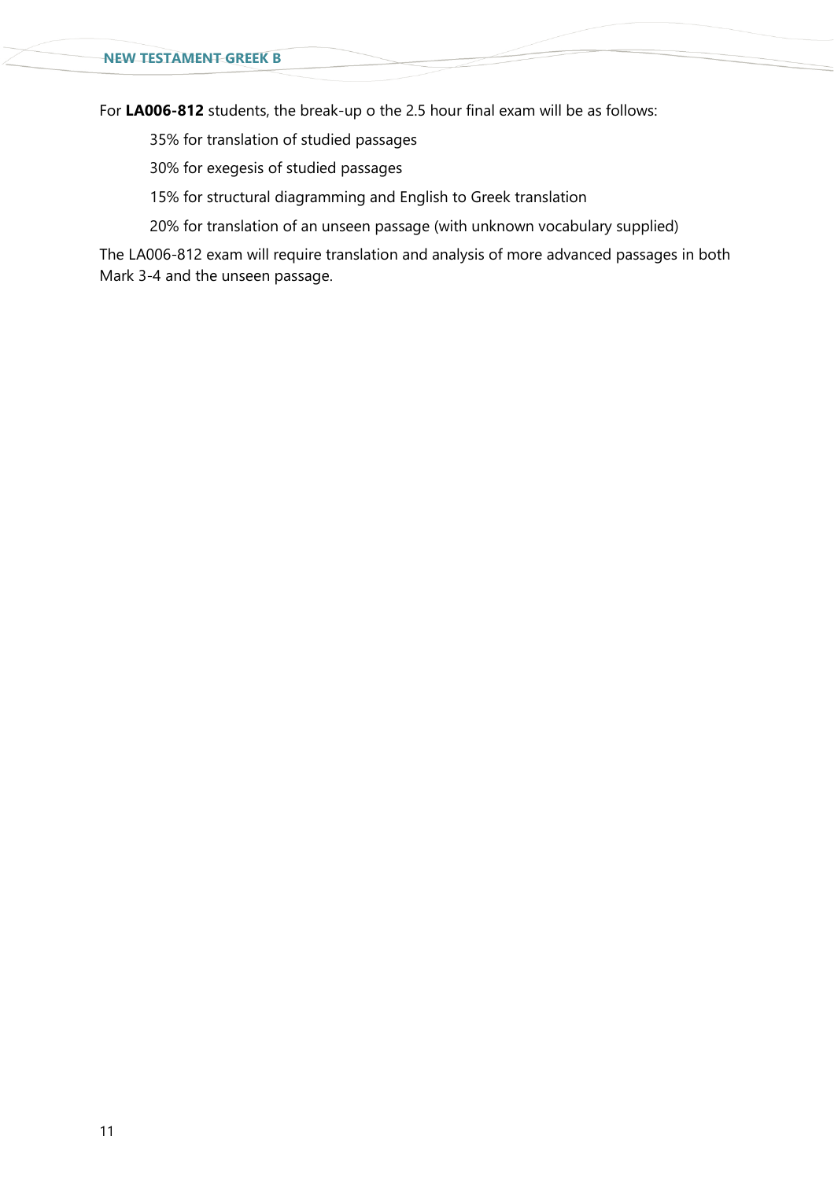For **LA006-812** students, the break-up o the 2.5 hour final exam will be as follows:

35% for translation of studied passages

30% for exegesis of studied passages

15% for structural diagramming and English to Greek translation

20% for translation of an unseen passage (with unknown vocabulary supplied)

The LA006-812 exam will require translation and analysis of more advanced passages in both Mark 3-4 and the unseen passage.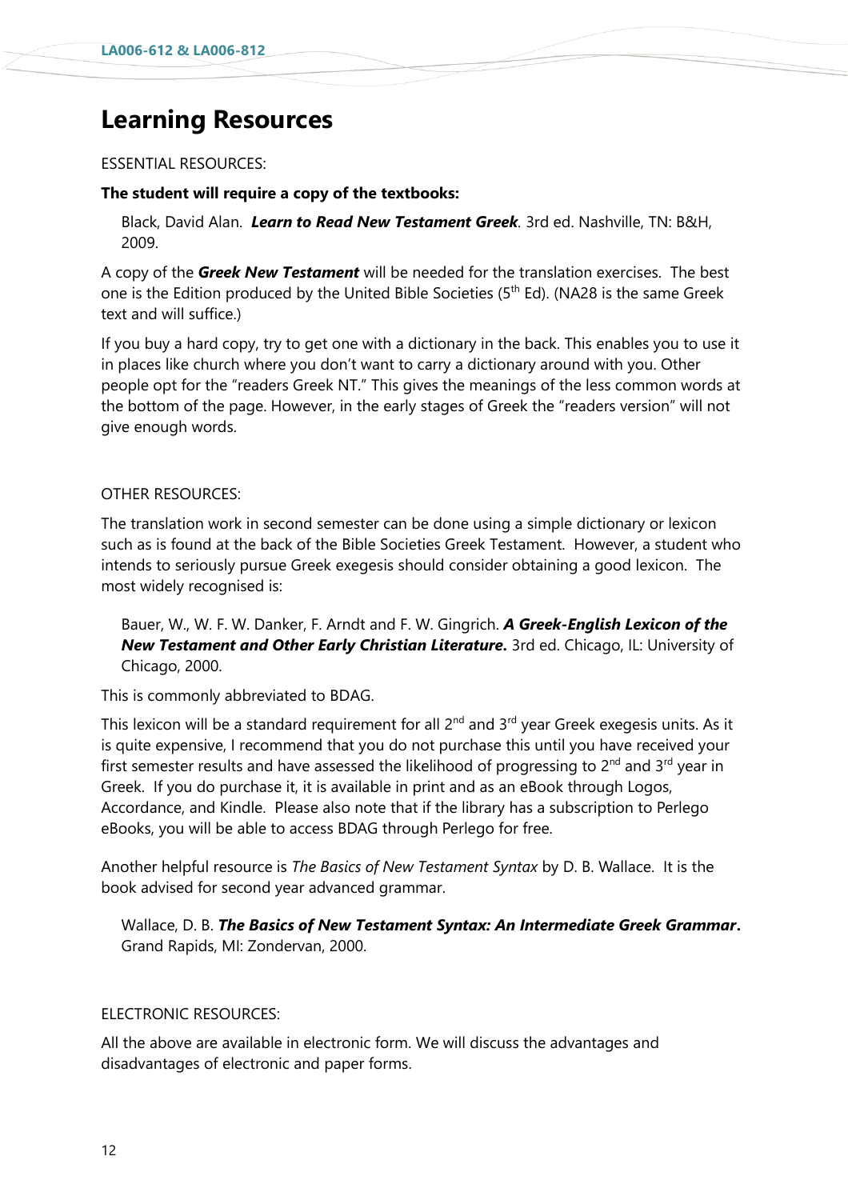# Learning Resources

ESSENTIAL RESOURCES:

**The student will require a copy of the textbooks:**

Black, David Alan. ***Learn to Read New Testament Greek***. 3rd ed. Nashville, TN: B&H, 2009.

A copy of the ***Greek New Testament*** will be needed for the translation exercises. The best one is the Edition produced by the United Bible Societies (5th Ed). (NA28 is the same Greek text and will suffice.)

If you buy a hard copy, try to get one with a dictionary in the back. This enables you to use it in places like church where you don't want to carry a dictionary around with you. Other people opt for the "readers Greek NT." This gives the meanings of the less common words at the bottom of the page. However, in the early stages of Greek the "readers version" will not give enough words.

OTHER RESOURCES:

The translation work in second semester can be done using a simple dictionary or lexicon such as is found at the back of the Bible Societies Greek Testament. However, a student who intends to seriously pursue Greek exegesis should consider obtaining a good lexicon. The most widely recognised is:

Bauer, W., W. F. W. Danker, F. Arndt and F. W. Gingrich. ***A Greek-English Lexicon of the New Testament and Other Early Christian Literature.*** 3rd ed. Chicago, IL: University of Chicago, 2000.

This is commonly abbreviated to BDAG.

This lexicon will be a standard requirement for all 2nd and 3rd year Greek exegesis units. As it is quite expensive, I recommend that you do not purchase this until you have received your first semester results and have assessed the likelihood of progressing to 2nd and 3rd year in Greek. If you do purchase it, it is available in print and as an eBook through Logos, Accordance, and Kindle. Please also note that if the library has a subscription to Perlego eBooks, you will be able to access BDAG through Perlego for free.

Another helpful resource is *The Basics of New Testament Syntax* by D. B. Wallace. It is the book advised for second year advanced grammar.

Wallace, D. B. ***The Basics of New Testament Syntax: An Intermediate Greek Grammar***. Grand Rapids, MI: Zondervan, 2000.

ELECTRONIC RESOURCES:

All the above are available in electronic form. We will discuss the advantages and disadvantages of electronic and paper forms.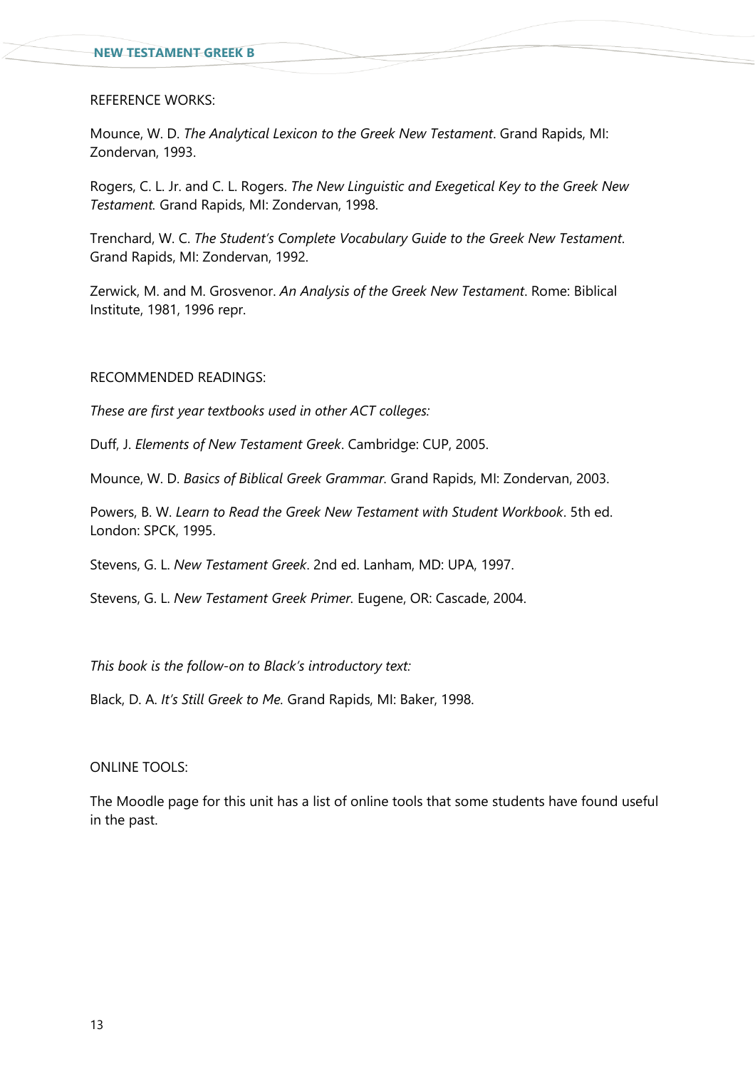REFERENCE WORKS:

Mounce, W. D. *The Analytical Lexicon to the Greek New Testament*. Grand Rapids, MI: Zondervan, 1993.

Rogers, C. L. Jr. and C. L. Rogers. *The New Linguistic and Exegetical Key to the Greek New Testament.* Grand Rapids, MI: Zondervan, 1998.

Trenchard, W. C. *The Student's Complete Vocabulary Guide to the Greek New Testament*. Grand Rapids, MI: Zondervan, 1992.

Zerwick, M. and M. Grosvenor. *An Analysis of the Greek New Testament*. Rome: Biblical Institute, 1981, 1996 repr.

RECOMMENDED READINGS:

*These are first year textbooks used in other ACT colleges:*

Duff, J. *Elements of New Testament Greek*. Cambridge: CUP, 2005.

Mounce, W. D. *Basics of Biblical Greek Grammar*. Grand Rapids, MI: Zondervan, 2003.

Powers, B. W. *Learn to Read the Greek New Testament with Student Workbook*. 5th ed. London: SPCK, 1995.

Stevens, G. L. *New Testament Greek*. 2nd ed. Lanham, MD: UPA, 1997.

Stevens, G. L. *New Testament Greek Primer.* Eugene, OR: Cascade, 2004.

*This book is the follow-on to Black's introductory text:*

Black, D. A. *It's Still Greek to Me.* Grand Rapids, MI: Baker, 1998.

ONLINE TOOLS:

The Moodle page for this unit has a list of online tools that some students have found useful in the past.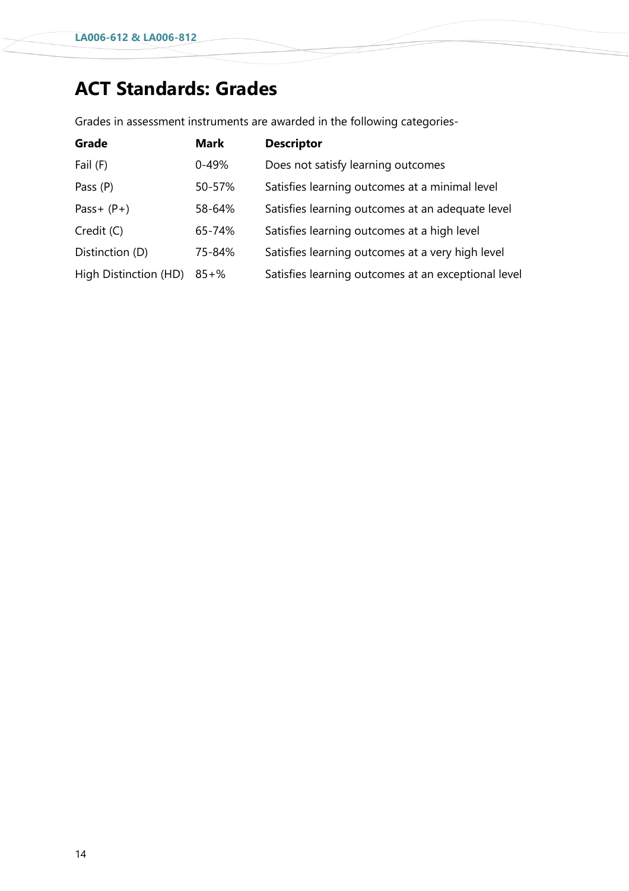# ACT Standards: Grades

Grades in assessment instruments are awarded in the following categories-

| Grade | Mark | Descriptor |
|---|---|---|
| Fail (F) | 0-49% | Does not satisfy learning outcomes |
| Pass (P) | 50-57% | Satisfies learning outcomes at a minimal level |
| Pass+ (P+) | 58-64% | Satisfies learning outcomes at an adequate level |
| Credit (C) | 65-74% | Satisfies learning outcomes at a high level |
| Distinction (D) | 75-84% | Satisfies learning outcomes at a very high level |
| High Distinction (HD) | 85+% | Satisfies learning outcomes at an exceptional level |